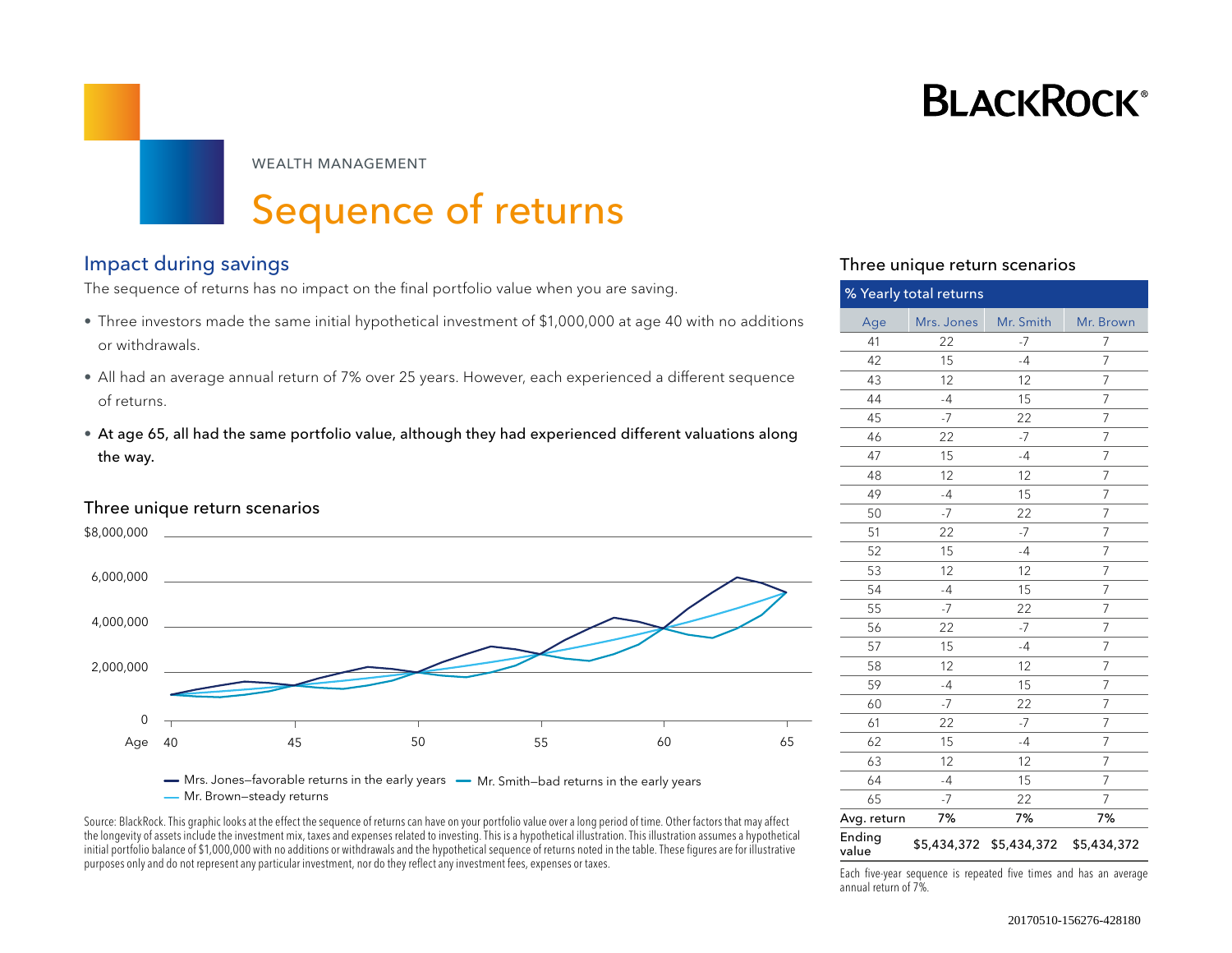WEALTH MANAGEMENT

# Sequence of returns

## Impact during savings

The sequence of returns has no impact on the final portfolio value when you are saving.

- Three investors made the same initial hypothetical investment of $1,000,000 at age 40 with no additions or withdrawals.
- All had an average annual return of 7% over 25 years. However, each experienced a different sequence of returns.
- **At age 65, all had the same portfolio value, although they had experienced different valuations along the way.**

### Three unique return scenarios

$8,000,000
6,000,000
4,000,000
2,000,000
0

Age 40 45 50 55 60 65

— Mrs. Jones—favorable returns in the early years — Mr. Smith—bad returns in the early years
— Mr. Brown—steady returns

Source: BlackRock. This graphic looks at the effect the sequence of returns can have on your portfolio value over a long period of time. Other factors that may affect the longevity of assets include the investment mix, taxes and expenses related to investing. This is a hypothetical illustration. This illustration assumes a hypothetical initial portfolio balance of $1,000,000 with no additions or withdrawals and the hypothetical sequence of returns noted in the table. These figures are for illustrative purposes only and do not represent any particular investment, nor do they reflect any investment fees, expenses or taxes.

### Three unique return scenarios

| % Yearly total returns | | | |
|---|---|---|---|
| Age | Mrs. Jones | Mr. Smith | Mr. Brown |
| 41 | 22 | -7 | 7 |
| 42 | 15 | -4 | 7 |
| 43 | 12 | 12 | 7 |
| 44 | -4 | 15 | 7 |
| 45 | -7 | 22 | 7 |
| 46 | 22 | -7 | 7 |
| 47 | 15 | -4 | 7 |
| 48 | 12 | 12 | 7 |
| 49 | -4 | 15 | 7 |
| 50 | -7 | 22 | 7 |
| 51 | 22 | -7 | 7 |
| 52 | 15 | -4 | 7 |
| 53 | 12 | 12 | 7 |
| 54 | -4 | 15 | 7 |
| 55 | -7 | 22 | 7 |
| 56 | 22 | -7 | 7 |
| 57 | 15 | -4 | 7 |
| 58 | 12 | 12 | 7 |
| 59 | -4 | 15 | 7 |
| 60 | -7 | 22 | 7 |
| 61 | 22 | -7 | 7 |
| 62 | 15 | -4 | 7 |
| 63 | 12 | 12 | 7 |
| 64 | -4 | 15 | 7 |
| 65 | -7 | 22 | 7 |
| **Avg. return** | **7%** | **7%** | **7%** |
| **Ending value** | $5,434,372 | $5,434,372 | $5,434,372 |

Each five-year sequence is repeated five times and has an average annual return of 7%.

20170510-156276-428180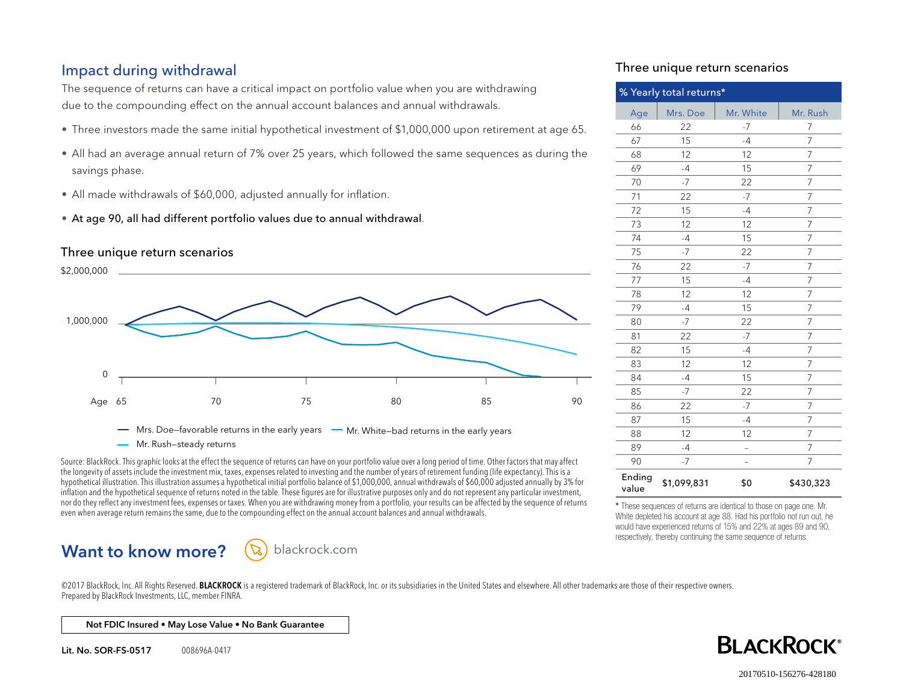## Impact during withdrawal

The sequence of returns can have a critical impact on portfolio value when you are withdrawing due to the compounding effect on the annual account balances and annual withdrawals.

- Three investors made the same initial hypothetical investment of $1,000,000 upon retirement at age 65.
- All had an average annual return of 7% over 25 years, which followed the same sequences as during the savings phase.
- All made withdrawals of $60,000, adjusted annually for inflation.
- **At age 90, all had different portfolio values due to annual withdrawal**.

### Three unique return scenarios

$2,000,000
1,000,000
0
Age 65 70 75 80 85 90

Mrs. Doe—favorable returns in the early years
Mr. White—bad returns in the early years
Mr. Rush—steady returns

Source: BlackRock. This graphic looks at the effect the sequence of returns can have on your portfolio value over a long period of time. Other factors that may affect the longevity of assets include the investment mix, taxes, expenses related to investing and the number of years of retirement funding (life expectancy). This is a hypothetical illustration. This illustration assumes a hypothetical initial portfolio balance of $1,000,000, annual withdrawals of $60,000 adjusted annually by 3% for inflation and the hypothetical sequence of returns noted in the table. These figures are for illustrative purposes only and do not represent any particular investment, nor do they reflect any investment fees, expenses or taxes. When you are withdrawing money from a portfolio, your results can be affected by the sequence of returns even when average return remains the same, due to the compounding effect on the annual account balances and annual withdrawals.

### Three unique return scenarios

| % Yearly total returns* | | | |
|---|---|---|---|
| Age | Mrs. Doe | Mr. White | Mr. Rush |
| 66 | 22 | -7 | 7 |
| 67 | 15 | -4 | 7 |
| 68 | 12 | 12 | 7 |
| 69 | -4 | 15 | 7 |
| 70 | -7 | 22 | 7 |
| 71 | 22 | -7 | 7 |
| 72 | 15 | -4 | 7 |
| 73 | 12 | 12 | 7 |
| 74 | -4 | 15 | 7 |
| 75 | -7 | 22 | 7 |
| 76 | 22 | -7 | 7 |
| 77 | 15 | -4 | 7 |
| 78 | 12 | 12 | 7 |
| 79 | -4 | 15 | 7 |
| 80 | -7 | 22 | 7 |
| 81 | 22 | -7 | 7 |
| 82 | 15 | -4 | 7 |
| 83 | 12 | 12 | 7 |
| 84 | -4 | 15 | 7 |
| 85 | -7 | 22 | 7 |
| 86 | 22 | -7 | 7 |
| 87 | 15 | -4 | 7 |
| 88 | 12 | 12 | 7 |
| 89 | -4 | – | 7 |
| 90 | -7 | – | 7 |
| Ending value | $1,099,831 | $0 | $430,323 |

* These sequences of returns are identical to those on page one. Mr. White depleted his account at age 88. Had his portfolio not run out, he would have experienced returns of 15% and 22% at ages 89 and 90, respectively, thereby continuing the same sequence of returns.

## Want to know more?

blackrock.com

©2017 BlackRock, Inc. All Rights Reserved. **BLACKROCK** is a registered trademark of BlackRock, Inc. or its subsidiaries in the United States and elsewhere. All other trademarks are those of their respective owners. Prepared by BlackRock Investments, LLC, member FINRA.

**Not FDIC Insured • May Lose Value • No Bank Guarantee**

**Lit. No. SOR-FS-0517** 008696A-0417

**BLACKROCK**®

20170510-156276-428180